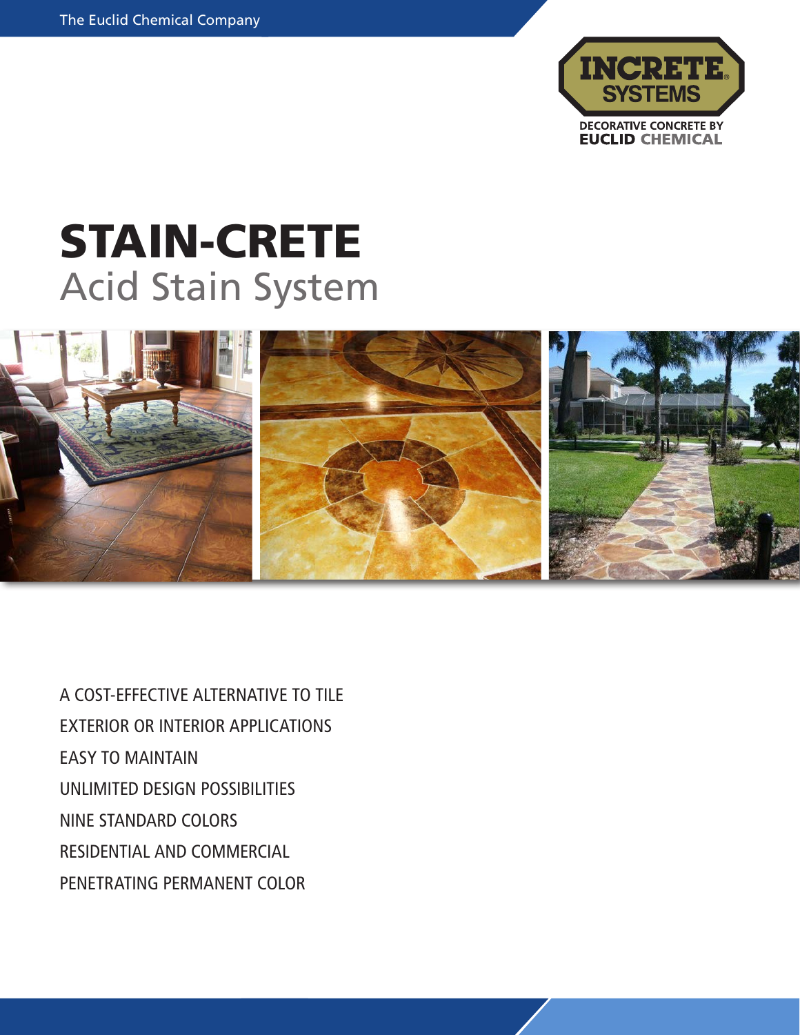The Euclid Chemical Company

INCRETE SYSTEMS

DECORATIVE CONCRETE BY EUCLID CHEMICAL

# STAIN-CRETE

## Acid Stain System

A COST-EFFECTIVE ALTERNATIVE TO TILE

EXTERIOR OR INTERIOR APPLICATIONS

EASY TO MAINTAIN

UNLIMITED DESIGN POSSIBILITIES

NINE STANDARD COLORS

RESIDENTIAL AND COMMERCIAL

PENETRATING PERMANENT COLOR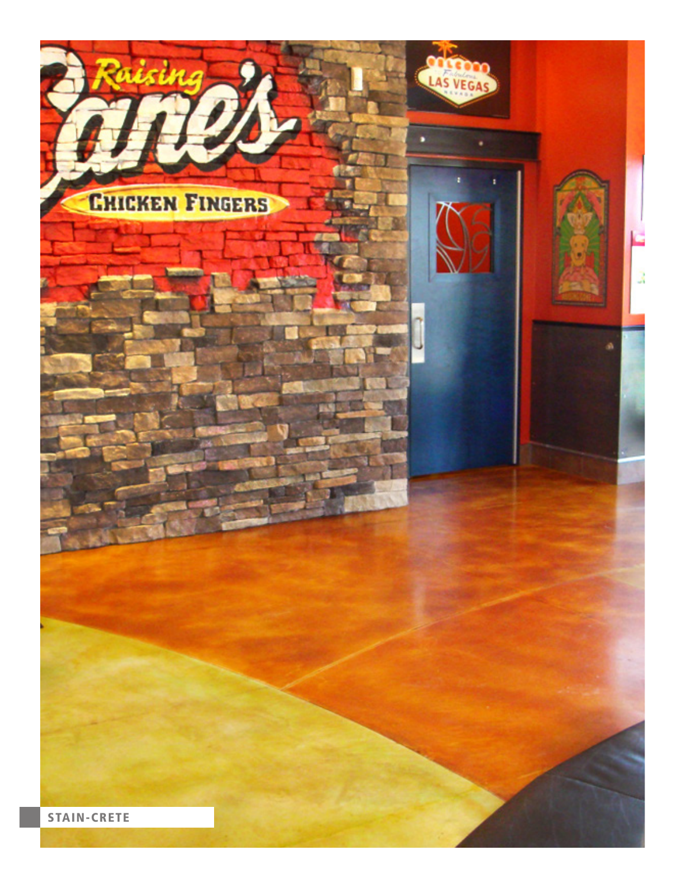STAIN-CRETE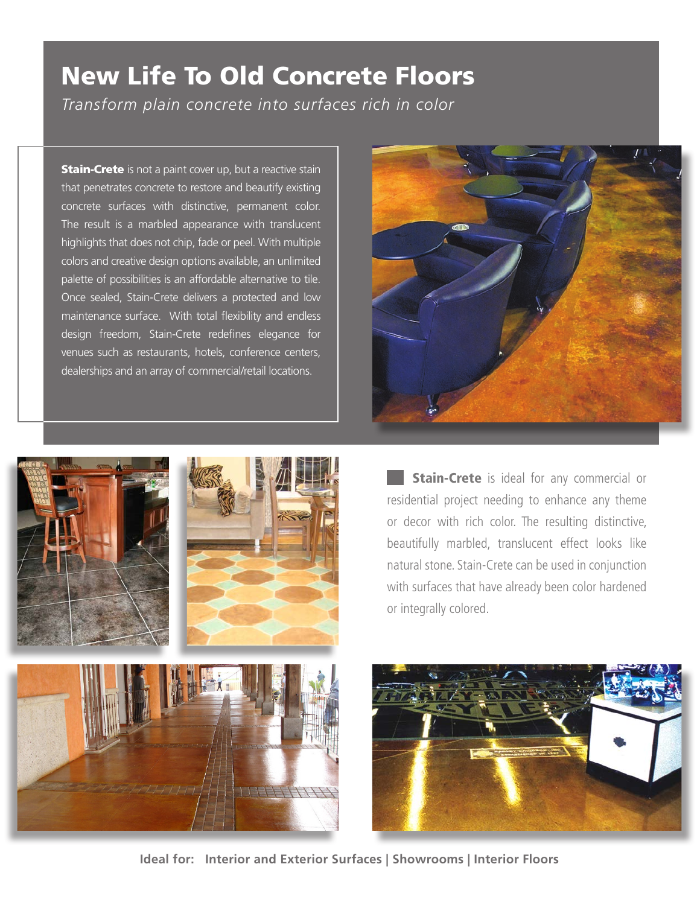# New Life To Old Concrete Floors

*Transform plain concrete into surfaces rich in color*

**Stain-Crete** is not a paint cover up, but a reactive stain that penetrates concrete to restore and beautify existing concrete surfaces with distinctive, permanent color. The result is a marbled appearance with translucent highlights that does not chip, fade or peel. With multiple colors and creative design options available, an unlimited palette of possibilities is an affordable alternative to tile. Once sealed, Stain-Crete delivers a protected and low maintenance surface. With total flexibility and endless design freedom, Stain-Crete redefines elegance for venues such as restaurants, hotels, conference centers, dealerships and an array of commercial/retail locations.

**Stain-Crete** is ideal for any commercial or residential project needing to enhance any theme or decor with rich color. The resulting distinctive, beautifully marbled, translucent effect looks like natural stone. Stain-Crete can be used in conjunction with surfaces that have already been color hardened or integrally colored.

**Ideal for: Interior and Exterior Surfaces | Showrooms | Interior Floors**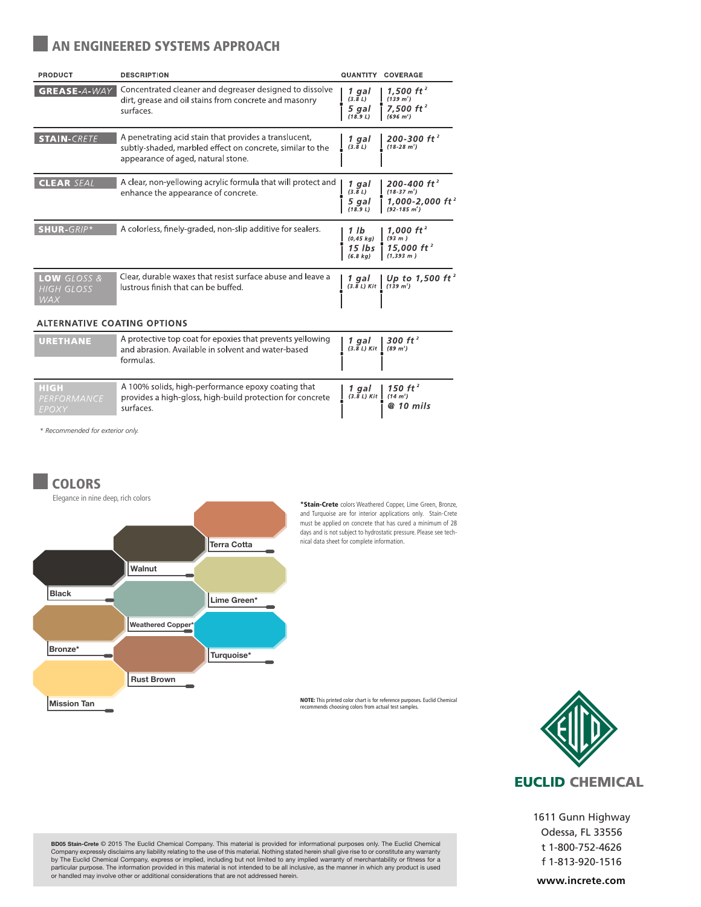## AN ENGINEERED SYSTEMS APPROACH

| PRODUCT | DESCRIPTION | QUANTITY | COVERAGE |
|---|---|---|---|
| **GREASE-A-WAY** | Concentrated cleaner and degreaser designed to dissolve dirt, grease and oil stains from concrete and masonry surfaces. | 1 gal (3.8 L)<br>5 gal (18.9 L) | 1,500 $ft^2$ (139 $m^2$)<br>7,500 $ft^2$ (696 $m^2$) |
| **STAIN-CRETE** | A penetrating acid stain that provides a translucent, subtly-shaded, marbled effect on concrete, similar to the appearance of aged, natural stone. | 1 gal (3.8 L) | 200-300 $ft^2$ (18-28 $m^2$) |
| **CLEAR SEAL** | A clear, non-yellowing acrylic formula that will protect and enhance the appearance of concrete. | 1 gal (3.8 L)<br>5 gal (18.9 L) | 200-400 $ft^2$ (18-37 $m^2$)<br>1,000-2,000 $ft^2$ (92-185 $m^2$) |
| **SHUR-GRIP*** | A colorless, finely-graded, non-slip additive for sealers. | 1 lb (0,45 kg)<br>15 lbs (6.8 kg) | 1,000 $ft^2$ (93 m )<br>15,000 $ft^2$ (1,393 m ) |
| **LOW GLOSS & HIGH GLOSS WAX** | Clear, durable waxes that resist surface abuse and leave a lustrous finish that can be buffed. | 1 gal (3.8 L) Kit | Up to 1,500 $ft^2$ (139 $m^2$) |

### ALTERNATIVE COATING OPTIONS

| PRODUCT | DESCRIPTION | QUANTITY | COVERAGE |
|---|---|---|---|
| **URETHANE** | A protective top coat for epoxies that prevents yellowing and abrasion. Available in solvent and water-based formulas. | 1 gal (3.8 L) Kit | 300 $ft^2$ (89 $m^2$) |
| **HIGH PERFORMANCE EPOXY** | A 100% solids, high-performance epoxy coating that provides a high-gloss, high-build protection for concrete surfaces. | 1 gal (3.8 L) Kit | 150 $ft^2$ (14 $m^2$) @ 10 mils |

\* *Recommended for exterior only.*

## COLORS

Elegance in nine deep, rich colors

Terra Cotta

Walnut

Black

Lime Green*

Weathered Copper*

Bronze*

Turquoise*

Rust Brown

Mission Tan

***Stain-Crete** colors Weathered Copper, Lime Green, Bronze, and Turquoise are for interior applications only. Stain-Crete must be applied on concrete that has cured a minimum of 28 days and is not subject to hydrostatic pressure. Please see technical data sheet for complete information.

**NOTE:** This printed color chart is for reference purposes. Euclid Chemical recommends choosing colors from actual test samples.

**EUCLID CHEMICAL**

1611 Gunn Highway
Odessa, FL 33556
t 1-800-752-4626
f 1-813-920-1516

**www.increte.com**

**BD05 Stain-Crete** © 2015 The Euclid Chemical Company. This material is provided for informational purposes only. The Euclid Chemical Company expressly disclaims any liability relating to the use of this material. Nothing stated herein shall give rise to or constitute any warranty by The Euclid Chemical Company, express or implied, including but not limited to any implied warranty of merchantability or fitness for a particular purpose. The information provided in this material is not intended to be all inclusive, as the manner in which any product is used or handled may involve other or additional considerations that are not addressed herein.